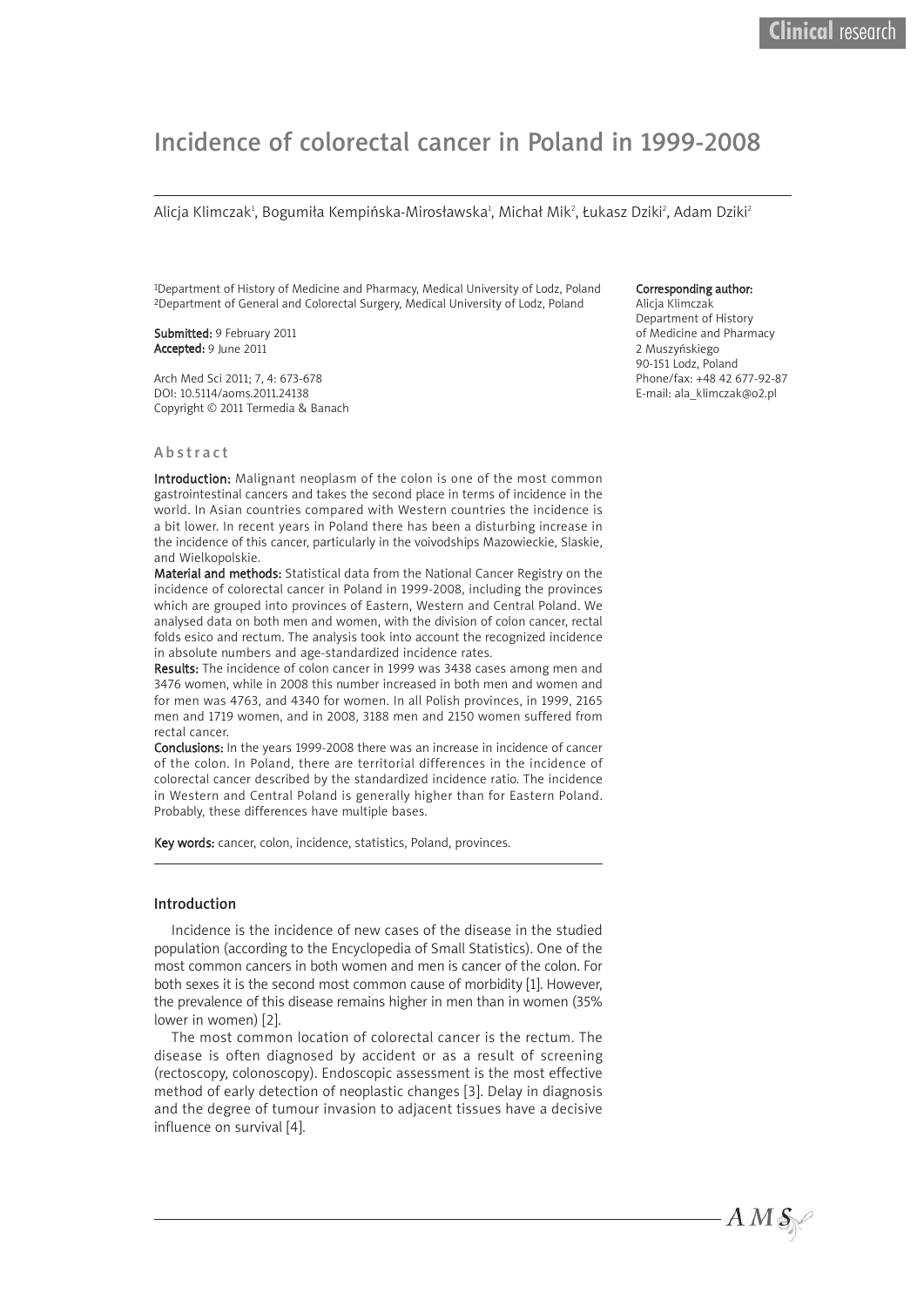# Incidence of colorectal cancer in Poland in 1999-2008

Alicja Klimczak[1], Bogumiła Kempińska-Mirosławska[1], Michał Mik[2], Łukasz Dziki[2], Adam Dziki[2]

[1]Department of History of Medicine and Pharmacy, Medical University of Lodz, Poland
[2]Department of General and Colorectal Surgery, Medical University of Lodz, Poland

**Submitted:** 9 February 2011
**Accepted:** 9 June 2011

Arch Med Sci 2011; 7, 4: 673-678
DOI: 10.5114/aoms.2011.24138
Copyright © 2011 Termedia & Banach

**Corresponding author:**
Alicja Klimczak
Department of History of Medicine and Pharmacy
2 Muszyńskiego
90-151 Lodz, Poland
Phone/fax: +48 42 677-92-87
E-mail: ala_klimczak@o2.pl

## Abstract

**Introduction:** Malignant neoplasm of the colon is one of the most common gastrointestinal cancers and takes the second place in terms of incidence in the world. In Asian countries compared with Western countries the incidence is a bit lower. In recent years in Poland there has been a disturbing increase in the incidence of this cancer, particularly in the voivodships Mazowieckie, Slaskie, and Wielkopolskie.

**Material and methods:** Statistical data from the National Cancer Registry on the incidence of colorectal cancer in Poland in 1999-2008, including the provinces which are grouped into provinces of Eastern, Western and Central Poland. We analysed data on both men and women, with the division of colon cancer, rectal folds esico and rectum. The analysis took into account the recognized incidence in absolute numbers and age-standardized incidence rates.

**Results:** The incidence of colon cancer in 1999 was 3438 cases among men and 3476 women, while in 2008 this number increased in both men and women and for men was 4763, and 4340 for women. In all Polish provinces, in 1999, 2165 men and 1719 women, and in 2008, 3188 men and 2150 women suffered from rectal cancer.

**Conclusions:** In the years 1999-2008 there was an increase in incidence of cancer of the colon. In Poland, there are territorial differences in the incidence of colorectal cancer described by the standardized incidence ratio. The incidence in Western and Central Poland is generally higher than for Eastern Poland. Probably, these differences have multiple bases.

**Key words:** cancer, colon, incidence, statistics, Poland, provinces.

## Introduction

Incidence is the incidence of new cases of the disease in the studied population (according to the Encyclopedia of Small Statistics). One of the most common cancers in both women and men is cancer of the colon. For both sexes it is the second most common cause of morbidity [1]. However, the prevalence of this disease remains higher in men than in women (35% lower in women) [2].

The most common location of colorectal cancer is the rectum. The disease is often diagnosed by accident or as a result of screening (rectoscopy, colonoscopy). Endoscopic assessment is the most effective method of early detection of neoplastic changes [3]. Delay in diagnosis and the degree of tumour invasion to adjacent tissues have a decisive influence on survival [4].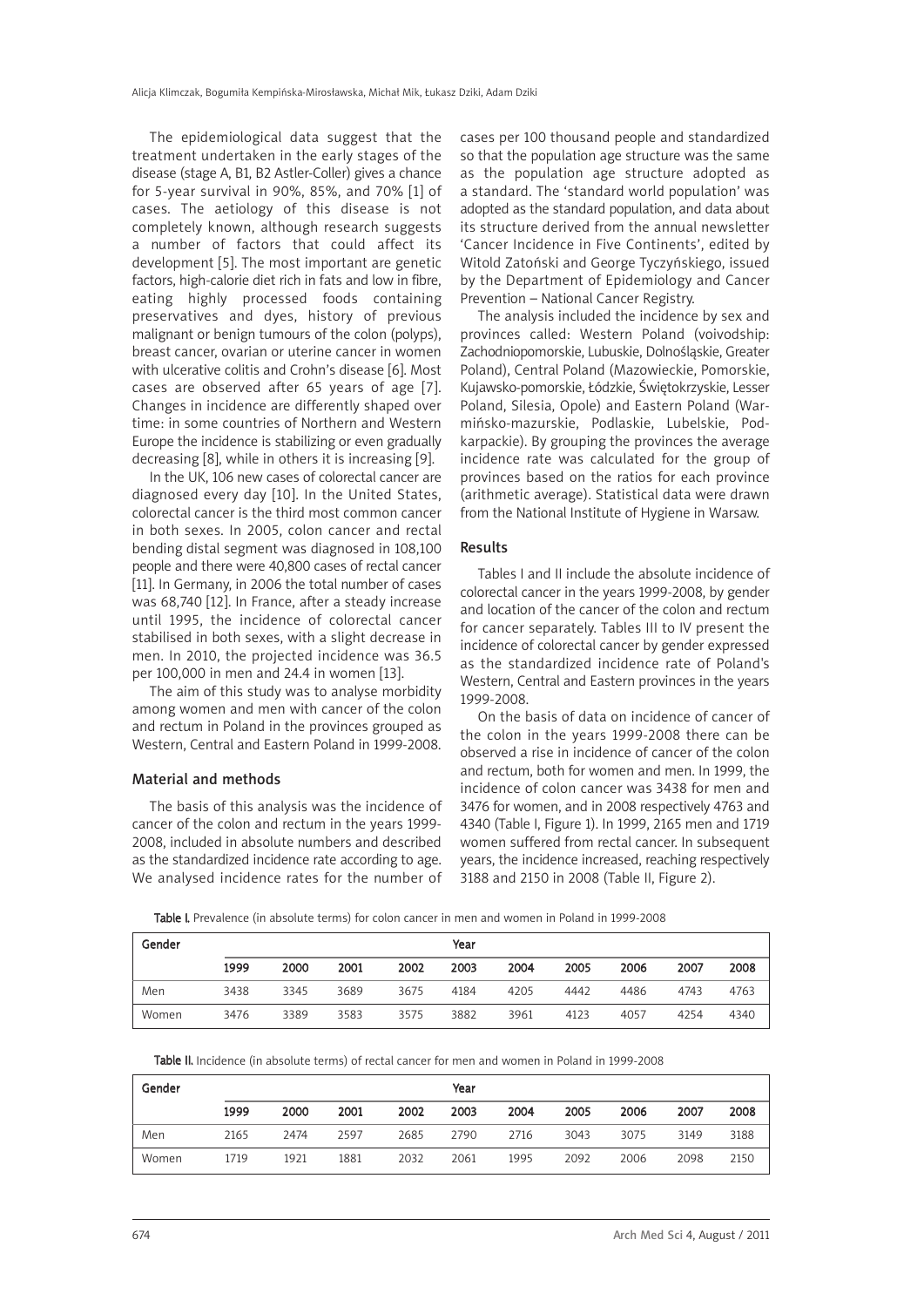The epidemiological data suggest that the treatment undertaken in the early stages of the disease (stage A, B1, B2 Astler-Coller) gives a chance for 5-year survival in 90%, 85%, and 70% [1] of cases. The aetiology of this disease is not completely known, although research suggests a number of factors that could affect its development [5]. The most important are genetic factors, high-calorie diet rich in fats and low in fibre, eating highly processed foods containing preservatives and dyes, history of previous malignant or benign tumours of the colon (polyps), breast cancer, ovarian or uterine cancer in women with ulcerative colitis and Crohn's disease [6]. Most cases are observed after 65 years of age [7]. Changes in incidence are differently shaped over time: in some countries of Northern and Western Europe the incidence is stabilizing or even gradually decreasing [8], while in others it is increasing [9].

In the UK, 106 new cases of colorectal cancer are diagnosed every day [10]. In the United States, colorectal cancer is the third most common cancer in both sexes. In 2005, colon cancer and rectal bending distal segment was diagnosed in 108,100 people and there were 40,800 cases of rectal cancer [11]. In Germany, in 2006 the total number of cases was 68,740 [12]. In France, after a steady increase until 1995, the incidence of colorectal cancer stabilised in both sexes, with a slight decrease in men. In 2010, the projected incidence was 36.5 per 100,000 in men and 24.4 in women [13].

The aim of this study was to analyse morbidity among women and men with cancer of the colon and rectum in Poland in the provinces grouped as Western, Central and Eastern Poland in 1999-2008.

## Material and methods

The basis of this analysis was the incidence of cancer of the colon and rectum in the years 1999-2008, included in absolute numbers and described as the standardized incidence rate according to age. We analysed incidence rates for the number of cases per 100 thousand people and standardized so that the population age structure was the same as the population age structure adopted as a standard. The 'standard world population' was adopted as the standard population, and data about its structure derived from the annual newsletter 'Cancer Incidence in Five Continents', edited by Witold Zatoński and George Tyczyńskiego, issued by the Department of Epidemiology and Cancer Prevention – National Cancer Registry.

The analysis included the incidence by sex and provinces called: Western Poland (voivodship: Zachodniopomorskie, Lubuskie, Dolnośląskie, Greater Poland), Central Poland (Mazowieckie, Pomorskie, Kujawsko-pomorskie, Łódzkie, Świętokrzyskie, Lesser Poland, Silesia, Opole) and Eastern Poland (Warmińsko-mazurskie, Podlaskie, Lubelskie, Podkarpackie). By grouping the provinces the average incidence rate was calculated for the group of provinces based on the ratios for each province (arithmetic average). Statistical data were drawn from the National Institute of Hygiene in Warsaw.

## Results

Tables I and II include the absolute incidence of colorectal cancer in the years 1999-2008, by gender and location of the cancer of the colon and rectum for cancer separately. Tables III to IV present the incidence of colorectal cancer by gender expressed as the standardized incidence rate of Poland's Western, Central and Eastern provinces in the years 1999-2008.

On the basis of data on incidence of cancer of the colon in the years 1999-2008 there can be observed a rise in incidence of cancer of the colon and rectum, both for women and men. In 1999, the incidence of colon cancer was 3438 for men and 3476 for women, and in 2008 respectively 4763 and 4340 (Table I, Figure 1). In 1999, 2165 men and 1719 women suffered from rectal cancer. In subsequent years, the incidence increased, reaching respectively 3188 and 2150 in 2008 (Table II, Figure 2).

**Table I.** Prevalence (in absolute terms) for colon cancer in men and women in Poland in 1999-2008

| Gender | Year | | | | | | | | | |
|---|---|---|---|---|---|---|---|---|---|---|
| | 1999 | 2000 | 2001 | 2002 | 2003 | 2004 | 2005 | 2006 | 2007 | 2008 |
| Men | 3438 | 3345 | 3689 | 3675 | 4184 | 4205 | 4442 | 4486 | 4743 | 4763 |
| Women | 3476 | 3389 | 3583 | 3575 | 3882 | 3961 | 4123 | 4057 | 4254 | 4340 |

**Table II.** Incidence (in absolute terms) of rectal cancer for men and women in Poland in 1999-2008

| Gender | Year | | | | | | | | | |
|---|---|---|---|---|---|---|---|---|---|---|
| | 1999 | 2000 | 2001 | 2002 | 2003 | 2004 | 2005 | 2006 | 2007 | 2008 |
| Men | 2165 | 2474 | 2597 | 2685 | 2790 | 2716 | 3043 | 3075 | 3149 | 3188 |
| Women | 1719 | 1921 | 1881 | 2032 | 2061 | 1995 | 2092 | 2006 | 2098 | 2150 |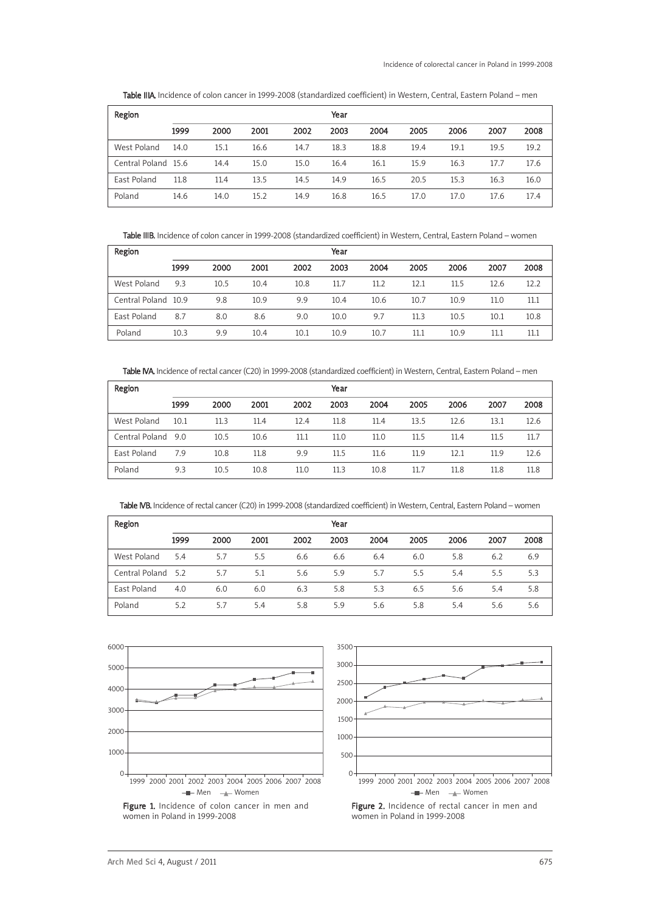Table IIIA. Incidence of colon cancer in 1999-2008 (standardized coefficient) in Western, Central, Eastern Poland – men

| Region | Year | | | | | | | | | |
|---|---|---|---|---|---|---|---|---|---|---|
| | 1999 | 2000 | 2001 | 2002 | 2003 | 2004 | 2005 | 2006 | 2007 | 2008 |
| West Poland | 14.0 | 15.1 | 16.6 | 14.7 | 18.3 | 18.8 | 19.4 | 19.1 | 19.5 | 19.2 |
| Central Poland | 15.6 | 14.4 | 15.0 | 15.0 | 16.4 | 16.1 | 15.9 | 16.3 | 17.7 | 17.6 |
| East Poland | 11.8 | 11.4 | 13.5 | 14.5 | 14.9 | 16.5 | 20.5 | 15.3 | 16.3 | 16.0 |
| Poland | 14.6 | 14.0 | 15.2 | 14.9 | 16.8 | 16.5 | 17.0 | 17.0 | 17.6 | 17.4 |

Table IIIB. Incidence of colon cancer in 1999-2008 (standardized coefficient) in Western, Central, Eastern Poland – women

| Region | Year | | | | | | | | | |
|---|---|---|---|---|---|---|---|---|---|---|
| | 1999 | 2000 | 2001 | 2002 | 2003 | 2004 | 2005 | 2006 | 2007 | 2008 |
| West Poland | 9.3 | 10.5 | 10.4 | 10.8 | 11.7 | 11.2 | 12.1 | 11.5 | 12.6 | 12.2 |
| Central Poland | 10.9 | 9.8 | 10.9 | 9.9 | 10.4 | 10.6 | 10.7 | 10.9 | 11.0 | 11.1 |
| East Poland | 8.7 | 8.0 | 8.6 | 9.0 | 10.0 | 9.7 | 11.3 | 10.5 | 10.1 | 10.8 |
| Poland | 10.3 | 9.9 | 10.4 | 10.1 | 10.9 | 10.7 | 11.1 | 10.9 | 11.1 | 11.1 |

Table IVA. Incidence of rectal cancer (C20) in 1999-2008 (standardized coefficient) in Western, Central, Eastern Poland – men

| Region | Year | | | | | | | | | |
|---|---|---|---|---|---|---|---|---|---|---|
| | 1999 | 2000 | 2001 | 2002 | 2003 | 2004 | 2005 | 2006 | 2007 | 2008 |
| West Poland | 10.1 | 11.3 | 11.4 | 12.4 | 11.8 | 11.4 | 13.5 | 12.6 | 13.1 | 12.6 |
| Central Poland | 9.0 | 10.5 | 10.6 | 11.1 | 11.0 | 11.0 | 11.5 | 11.4 | 11.5 | 11.7 |
| East Poland | 7.9 | 10.8 | 11.8 | 9.9 | 11.5 | 11.6 | 11.9 | 12.1 | 11.9 | 12.6 |
| Poland | 9.3 | 10.5 | 10.8 | 11.0 | 11.3 | 10.8 | 11.7 | 11.8 | 11.8 | 11.8 |

Table IVB. Incidence of rectal cancer (C20) in 1999-2008 (standardized coefficient) in Western, Central, Eastern Poland – women

| Region | Year | | | | | | | | | |
|---|---|---|---|---|---|---|---|---|---|---|
| | 1999 | 2000 | 2001 | 2002 | 2003 | 2004 | 2005 | 2006 | 2007 | 2008 |
| West Poland | 5.4 | 5.7 | 5.5 | 6.6 | 6.6 | 6.4 | 6.0 | 5.8 | 6.2 | 6.9 |
| Central Poland | 5.2 | 5.7 | 5.1 | 5.6 | 5.9 | 5.7 | 5.5 | 5.4 | 5.5 | 5.3 |
| East Poland | 4.0 | 6.0 | 6.0 | 6.3 | 5.8 | 5.3 | 6.5 | 5.6 | 5.4 | 5.8 |
| Poland | 5.2 | 5.7 | 5.4 | 5.8 | 5.9 | 5.6 | 5.8 | 5.4 | 5.6 | 5.6 |

Figure 1. Incidence of colon cancer in men and women in Poland in 1999-2008

Figure 2. Incidence of rectal cancer in men and women in Poland in 1999-2008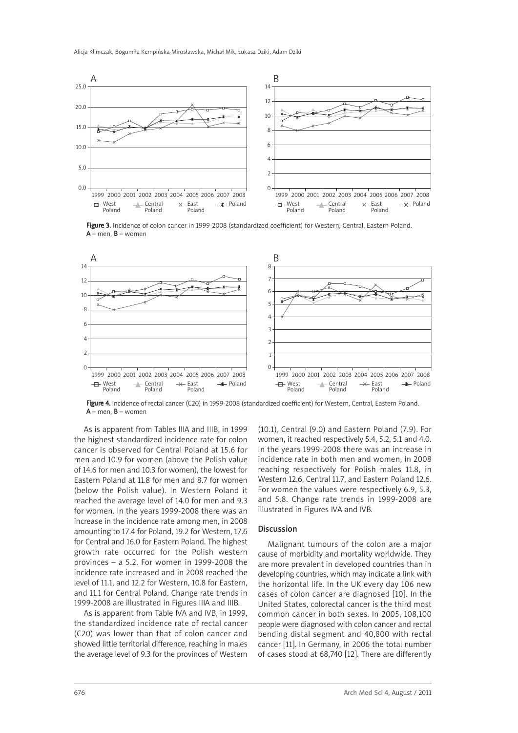Figure 3. Incidence of colon cancer in 1999-2008 (standardized coefficient) for Western, Central, Eastern Poland. **A** – men, **B** – women

Figure 4. Incidence of rectal cancer (C20) in 1999-2008 (standardized coefficient) for Western, Central, Eastern Poland. **A** – men, **B** – women

As is apparent from Tables IIIA and IIIB, in 1999 the highest standardized incidence rate for colon cancer is observed for Central Poland at 15.6 for men and 10.9 for women (above the Polish value of 14.6 for men and 10.3 for women), the lowest for Eastern Poland at 11.8 for men and 8.7 for women (below the Polish value). In Western Poland it reached the average level of 14.0 for men and 9.3 for women. In the years 1999-2008 there was an increase in the incidence rate among men, in 2008 amounting to 17.4 for Poland, 19.2 for Western, 17.6 for Central and 16.0 for Eastern Poland. The highest growth rate occurred for the Polish western provinces – a 5.2. For women in 1999-2008 the incidence rate increased and in 2008 reached the level of 11.1, and 12.2 for Western, 10.8 for Eastern, and 11.1 for Central Poland. Change rate trends in 1999-2008 are illustrated in Figures IIIA and IIIB.

As is apparent from Table IVA and IVB, in 1999, the standardized incidence rate of rectal cancer (C20) was lower than that of colon cancer and showed little territorial difference, reaching in males the average level of 9.3 for the provinces of Western (10.1), Central (9.0) and Eastern Poland (7.9). For women, it reached respectively 5.4, 5.2, 5.1 and 4.0. In the years 1999-2008 there was an increase in incidence rate in both men and women, in 2008 reaching respectively for Polish males 11.8, in Western 12.6, Central 11.7, and Eastern Poland 12.6. For women the values were respectively 6.9, 5.3, and 5.8. Change rate trends in 1999-2008 are illustrated in Figures IVA and IVB.

## Discussion

Malignant tumours of the colon are a major cause of morbidity and mortality worldwide. They are more prevalent in developed countries than in developing countries, which may indicate a link with the horizontal life. In the UK every day 106 new cases of colon cancer are diagnosed [10]. In the United States, colorectal cancer is the third most common cancer in both sexes. In 2005, 108,100 people were diagnosed with colon cancer and rectal bending distal segment and 40,800 with rectal cancer [11]. In Germany, in 2006 the total number of cases stood at 68,740 [12]. There are differently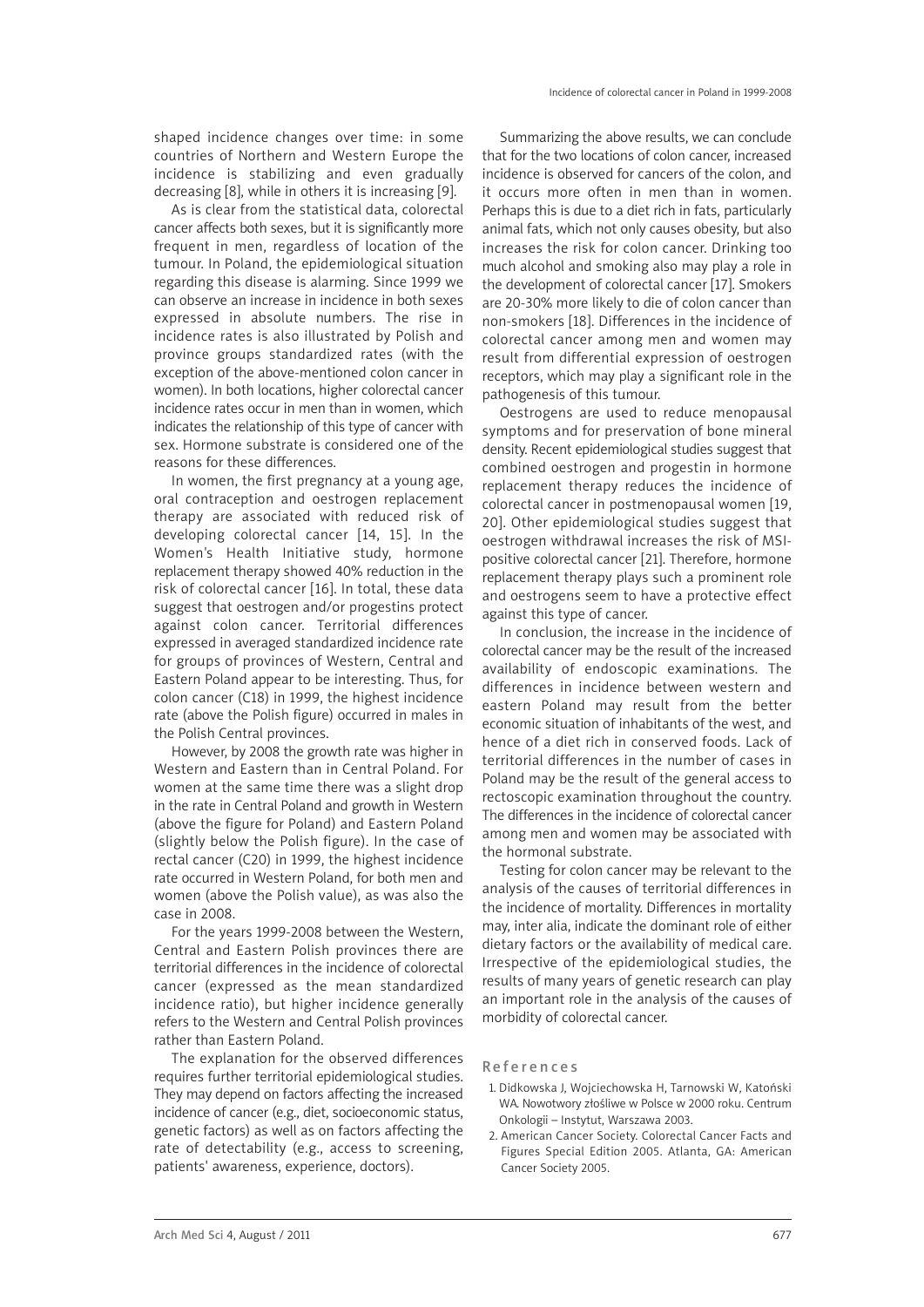shaped incidence changes over time: in some countries of Northern and Western Europe the incidence is stabilizing and even gradually decreasing [8], while in others it is increasing [9].

As is clear from the statistical data, colorectal cancer affects both sexes, but it is significantly more frequent in men, regardless of location of the tumour. In Poland, the epidemiological situation regarding this disease is alarming. Since 1999 we can observe an increase in incidence in both sexes expressed in absolute numbers. The rise in incidence rates is also illustrated by Polish and province groups standardized rates (with the exception of the above-mentioned colon cancer in women). In both locations, higher colorectal cancer incidence rates occur in men than in women, which indicates the relationship of this type of cancer with sex. Hormone substrate is considered one of the reasons for these differences.

In women, the first pregnancy at a young age, oral contraception and oestrogen replacement therapy are associated with reduced risk of developing colorectal cancer [14, 15]. In the Women's Health Initiative study, hormone replacement therapy showed 40% reduction in the risk of colorectal cancer [16]. In total, these data suggest that oestrogen and/or progestins protect against colon cancer. Territorial differences expressed in averaged standardized incidence rate for groups of provinces of Western, Central and Eastern Poland appear to be interesting. Thus, for colon cancer (C18) in 1999, the highest incidence rate (above the Polish figure) occurred in males in the Polish Central provinces.

However, by 2008 the growth rate was higher in Western and Eastern than in Central Poland. For women at the same time there was a slight drop in the rate in Central Poland and growth in Western (above the figure for Poland) and Eastern Poland (slightly below the Polish figure). In the case of rectal cancer (C20) in 1999, the highest incidence rate occurred in Western Poland, for both men and women (above the Polish value), as was also the case in 2008.

For the years 1999-2008 between the Western, Central and Eastern Polish provinces there are territorial differences in the incidence of colorectal cancer (expressed as the mean standardized incidence ratio), but higher incidence generally refers to the Western and Central Polish provinces rather than Eastern Poland.

The explanation for the observed differences requires further territorial epidemiological studies. They may depend on factors affecting the increased incidence of cancer (e.g., diet, socioeconomic status, genetic factors) as well as on factors affecting the rate of detectability (e.g., access to screening, patients' awareness, experience, doctors).

Summarizing the above results, we can conclude that for the two locations of colon cancer, increased incidence is observed for cancers of the colon, and it occurs more often in men than in women. Perhaps this is due to a diet rich in fats, particularly animal fats, which not only causes obesity, but also increases the risk for colon cancer. Drinking too much alcohol and smoking also may play a role in the development of colorectal cancer [17]. Smokers are 20-30% more likely to die of colon cancer than non-smokers [18]. Differences in the incidence of colorectal cancer among men and women may result from differential expression of oestrogen receptors, which may play a significant role in the pathogenesis of this tumour.

Oestrogens are used to reduce menopausal symptoms and for preservation of bone mineral density. Recent epidemiological studies suggest that combined oestrogen and progestin in hormone replacement therapy reduces the incidence of colorectal cancer in postmenopausal women [19, 20]. Other epidemiological studies suggest that oestrogen withdrawal increases the risk of MSI-positive colorectal cancer [21]. Therefore, hormone replacement therapy plays such a prominent role and oestrogens seem to have a protective effect against this type of cancer.

In conclusion, the increase in the incidence of colorectal cancer may be the result of the increased availability of endoscopic examinations. The differences in incidence between western and eastern Poland may result from the better economic situation of inhabitants of the west, and hence of a diet rich in conserved foods. Lack of territorial differences in the number of cases in Poland may be the result of the general access to rectoscopic examination throughout the country. The differences in the incidence of colorectal cancer among men and women may be associated with the hormonal substrate.

Testing for colon cancer may be relevant to the analysis of the causes of territorial differences in the incidence of mortality. Differences in mortality may, inter alia, indicate the dominant role of either dietary factors or the availability of medical care. Irrespective of the epidemiological studies, the results of many years of genetic research can play an important role in the analysis of the causes of morbidity of colorectal cancer.

## References

1. Didkowska J, Wojciechowska H, Tarnowski W, Katoński WA. Nowotwory złośliwe w Polsce w 2000 roku. Centrum Onkologii – Instytut, Warszawa 2003.
2. American Cancer Society. Colorectal Cancer Facts and Figures Special Edition 2005. Atlanta, GA: American Cancer Society 2005.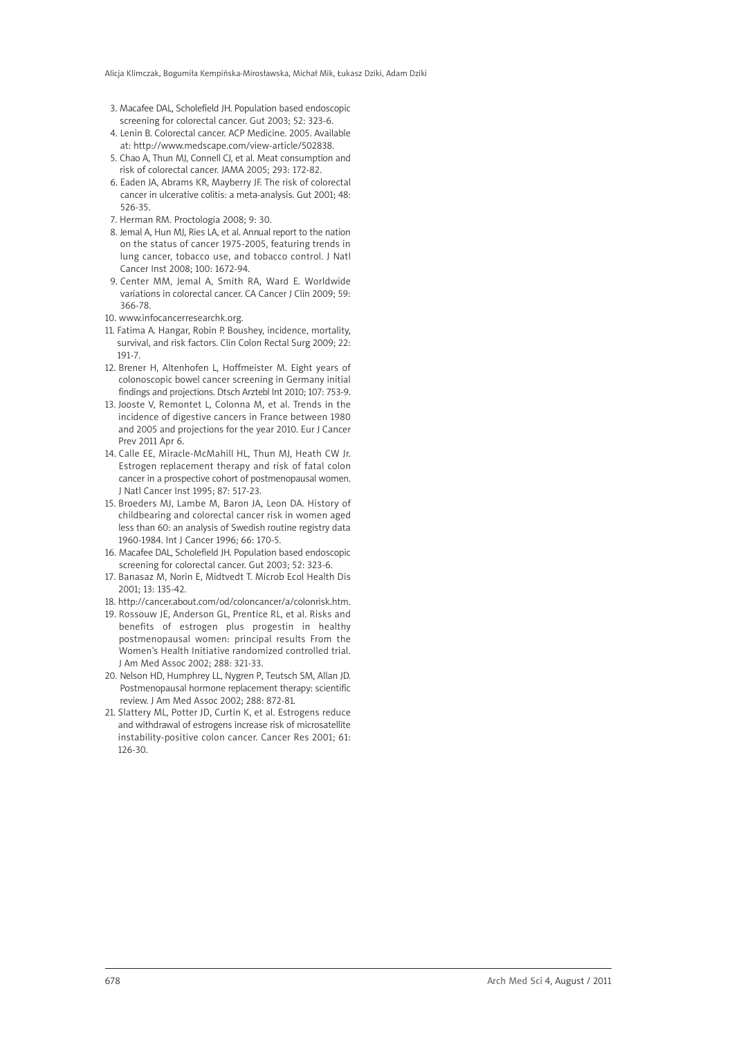3. Macafee DAL, Scholefield JH. Population based endoscopic screening for colorectal cancer. Gut 2003; 52: 323-6.
4. Lenin B. Colorectal cancer. ACP Medicine. 2005. Available at: http://www.medscape.com/view-article/502838.
5. Chao A, Thun MJ, Connell CJ, et al. Meat consumption and risk of colorectal cancer. JAMA 2005; 293: 172-82.
6. Eaden JA, Abrams KR, Mayberry JF. The risk of colorectal cancer in ulcerative colitis: a meta-analysis. Gut 2001; 48: 526-35.
7. Herman RM. Proctologia 2008; 9: 30.
8. Jemal A, Hun MJ, Ries LA, et al. Annual report to the nation on the status of cancer 1975-2005, featuring trends in lung cancer, tobacco use, and tobacco control. J Natl Cancer Inst 2008; 100: 1672-94.
9. Center MM, Jemal A, Smith RA, Ward E. Worldwide variations in colorectal cancer. CA Cancer J Clin 2009; 59: 366-78.
10. www.infocancerresearchk.org.
11. Fatima A. Hangar, Robin P. Boushey, incidence, mortality, survival, and risk factors. Clin Colon Rectal Surg 2009; 22: 191-7.
12. Brener H, Altenhofen L, Hoffmeister M. Eight years of colonoscopic bowel cancer screening in Germany initial findings and projections. Dtsch Arztebl Int 2010; 107: 753-9.
13. Jooste V, Remontet L, Colonna M, et al. Trends in the incidence of digestive cancers in France between 1980 and 2005 and projections for the year 2010. Eur J Cancer Prev 2011 Apr 6.
14. Calle EE, Miracle-McMahill HL, Thun MJ, Heath CW Jr. Estrogen replacement therapy and risk of fatal colon cancer in a prospective cohort of postmenopausal women. J Natl Cancer Inst 1995; 87: 517-23.
15. Broeders MJ, Lambe M, Baron JA, Leon DA. History of childbearing and colorectal cancer risk in women aged less than 60: an analysis of Swedish routine registry data 1960-1984. Int J Cancer 1996; 66: 170-5.
16. Macafee DAL, Scholefield JH. Population based endoscopic screening for colorectal cancer. Gut 2003; 52: 323-6.
17. Banasaz M, Norin E, Midtvedt T. Microb Ecol Health Dis 2001; 13: 135-42.
18. http://cancer.about.com/od/coloncancer/a/colonrisk.htm.
19. Rossouw JE, Anderson GL, Prentice RL, et al. Risks and benefits of estrogen plus progestin in healthy postmenopausal women: principal results From the Women's Health Initiative randomized controlled trial. J Am Med Assoc 2002; 288: 321-33.
20. Nelson HD, Humphrey LL, Nygren P, Teutsch SM, Allan JD. Postmenopausal hormone replacement therapy: scientific review. J Am Med Assoc 2002; 288: 872-81.
21. Slattery ML, Potter JD, Curtin K, et al. Estrogens reduce and withdrawal of estrogens increase risk of microsatellite instability-positive colon cancer. Cancer Res 2001; 61: 126-30.